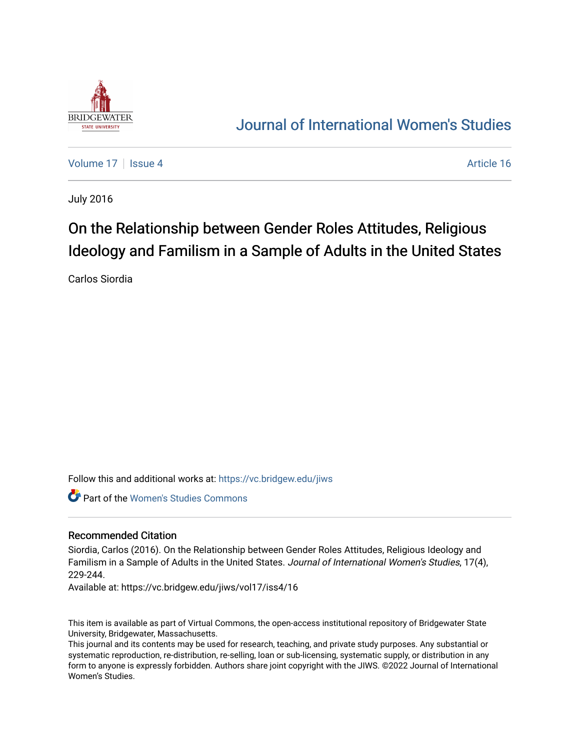Journal of International Women's Studies

Volume 17 | Issue 4 | Article 16

July 2016

# On the Relationship between Gender Roles Attitudes, Religious Ideology and Familism in a Sample of Adults in the United States

Carlos Siordia

Follow this and additional works at: https://vc.bridgew.edu/jiws

Part of the Women's Studies Commons

## Recommended Citation

Siordia, Carlos (2016). On the Relationship between Gender Roles Attitudes, Religious Ideology and Familism in a Sample of Adults in the United States. *Journal of International Women's Studies*, 17(4), 229-244.

Available at: https://vc.bridgew.edu/jiws/vol17/iss4/16

This item is available as part of Virtual Commons, the open-access institutional repository of Bridgewater State University, Bridgewater, Massachusetts.

This journal and its contents may be used for research, teaching, and private study purposes. Any substantial or systematic reproduction, re-distribution, re-selling, loan or sub-licensing, systematic supply, or distribution in any form to anyone is expressly forbidden. Authors share joint copyright with the JIWS. ©2022 Journal of International Women's Studies.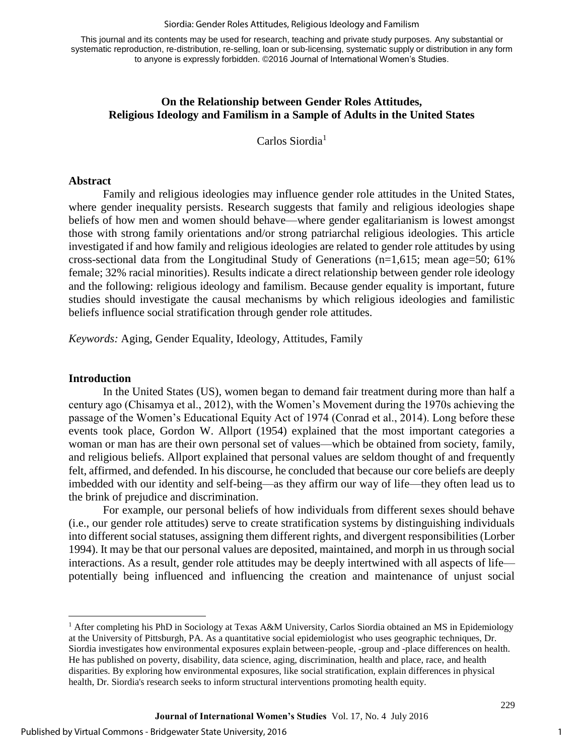**On the Relationship between Gender Roles Attitudes, Religious Ideology and Familism in a Sample of Adults in the United States**

Carlos Siordia[1]

## Abstract

Family and religious ideologies may influence gender role attitudes in the United States, where gender inequality persists. Research suggests that family and religious ideologies shape beliefs of how men and women should behave—where gender egalitarianism is lowest amongst those with strong family orientations and/or strong patriarchal religious ideologies. This article investigated if and how family and religious ideologies are related to gender role attitudes by using cross-sectional data from the Longitudinal Study of Generations (n=1,615; mean age=50; 61% female; 32% racial minorities). Results indicate a direct relationship between gender role ideology and the following: religious ideology and familism. Because gender equality is important, future studies should investigate the causal mechanisms by which religious ideologies and familistic beliefs influence social stratification through gender role attitudes.

*Keywords:* Aging, Gender Equality, Ideology, Attitudes, Family

## Introduction

In the United States (US), women began to demand fair treatment during more than half a century ago (Chisamya et al., 2012), with the Women's Movement during the 1970s achieving the passage of the Women's Educational Equity Act of 1974 (Conrad et al., 2014). Long before these events took place, Gordon W. Allport (1954) explained that the most important categories a woman or man has are their own personal set of values—which be obtained from society, family, and religious beliefs. Allport explained that personal values are seldom thought of and frequently felt, affirmed, and defended. In his discourse, he concluded that because our core beliefs are deeply imbedded with our identity and self-being—as they affirm our way of life—they often lead us to the brink of prejudice and discrimination.

For example, our personal beliefs of how individuals from different sexes should behave (i.e., our gender role attitudes) serve to create stratification systems by distinguishing individuals into different social statuses, assigning them different rights, and divergent responsibilities (Lorber 1994). It may be that our personal values are deposited, maintained, and morph in us through social interactions. As a result, gender role attitudes may be deeply intertwined with all aspects of life—potentially being influenced and influencing the creation and maintenance of unjust social

---

[1] After completing his PhD in Sociology at Texas A&M University, Carlos Siordia obtained an MS in Epidemiology at the University of Pittsburgh, PA. As a quantitative social epidemiologist who uses geographic techniques, Dr. Siordia investigates how environmental exposures explain between-people, -group and -place differences on health. He has published on poverty, disability, data science, aging, discrimination, health and place, race, and health disparities. By exploring how environmental exposures, like social stratification, explain differences in physical health, Dr. Siordia's research seeks to inform structural interventions promoting health equity.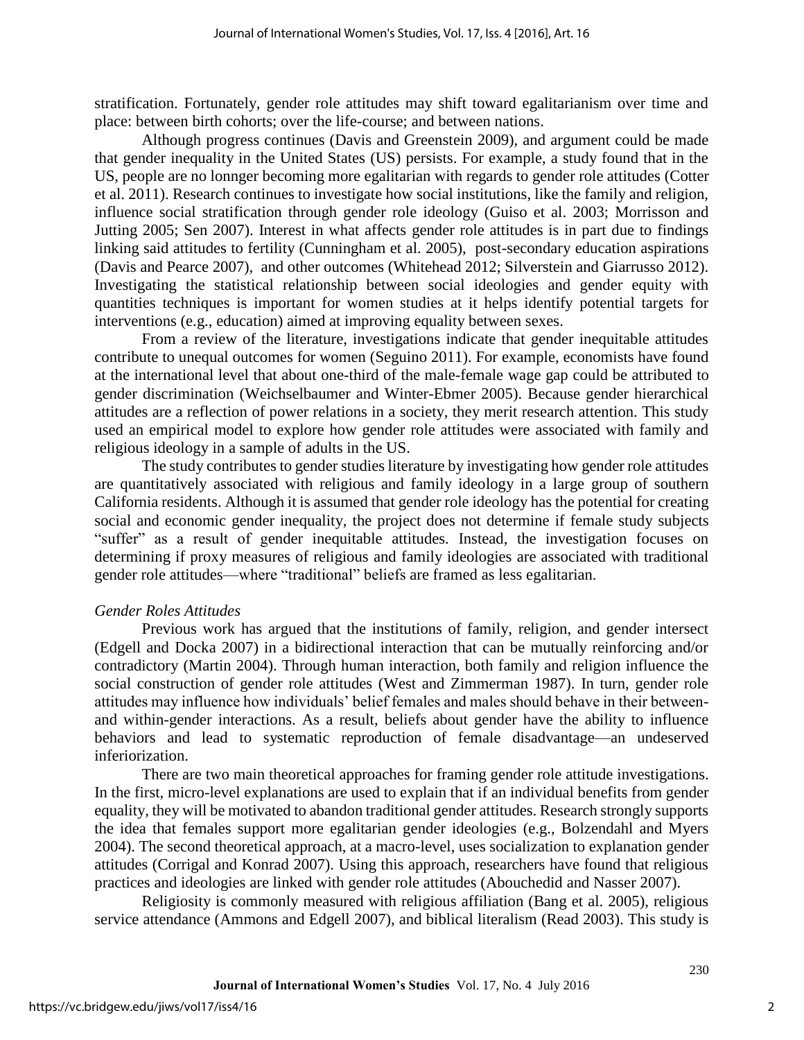stratification. Fortunately, gender role attitudes may shift toward egalitarianism over time and place: between birth cohorts; over the life-course; and between nations.

Although progress continues (Davis and Greenstein 2009), and argument could be made that gender inequality in the United States (US) persists. For example, a study found that in the US, people are no lonnger becoming more egalitarian with regards to gender role attitudes (Cotter et al. 2011). Research continues to investigate how social institutions, like the family and religion, influence social stratification through gender role ideology (Guiso et al. 2003; Morrisson and Jutting 2005; Sen 2007). Interest in what affects gender role attitudes is in part due to findings linking said attitudes to fertility (Cunningham et al. 2005), post-secondary education aspirations (Davis and Pearce 2007), and other outcomes (Whitehead 2012; Silverstein and Giarrusso 2012). Investigating the statistical relationship between social ideologies and gender equity with quantities techniques is important for women studies at it helps identify potential targets for interventions (e.g., education) aimed at improving equality between sexes.

From a review of the literature, investigations indicate that gender inequitable attitudes contribute to unequal outcomes for women (Seguino 2011). For example, economists have found at the international level that about one-third of the male-female wage gap could be attributed to gender discrimination (Weichselbaumer and Winter-Ebmer 2005). Because gender hierarchical attitudes are a reflection of power relations in a society, they merit research attention. This study used an empirical model to explore how gender role attitudes were associated with family and religious ideology in a sample of adults in the US.

The study contributes to gender studies literature by investigating how gender role attitudes are quantitatively associated with religious and family ideology in a large group of southern California residents. Although it is assumed that gender role ideology has the potential for creating social and economic gender inequality, the project does not determine if female study subjects "suffer" as a result of gender inequitable attitudes. Instead, the investigation focuses on determining if proxy measures of religious and family ideologies are associated with traditional gender role attitudes—where "traditional" beliefs are framed as less egalitarian.

*Gender Roles Attitudes*

Previous work has argued that the institutions of family, religion, and gender intersect (Edgell and Docka 2007) in a bidirectional interaction that can be mutually reinforcing and/or contradictory (Martin 2004). Through human interaction, both family and religion influence the social construction of gender role attitudes (West and Zimmerman 1987). In turn, gender role attitudes may influence how individuals' belief females and males should behave in their between- and within-gender interactions. As a result, beliefs about gender have the ability to influence behaviors and lead to systematic reproduction of female disadvantage—an undeserved inferiorization.

There are two main theoretical approaches for framing gender role attitude investigations. In the first, micro-level explanations are used to explain that if an individual benefits from gender equality, they will be motivated to abandon traditional gender attitudes. Research strongly supports the idea that females support more egalitarian gender ideologies (e.g., Bolzendahl and Myers 2004). The second theoretical approach, at a macro-level, uses socialization to explanation gender attitudes (Corrigal and Konrad 2007). Using this approach, researchers have found that religious practices and ideologies are linked with gender role attitudes (Abouchedid and Nasser 2007).

Religiosity is commonly measured with religious affiliation (Bang et al. 2005), religious service attendance (Ammons and Edgell 2007), and biblical literalism (Read 2003). This study is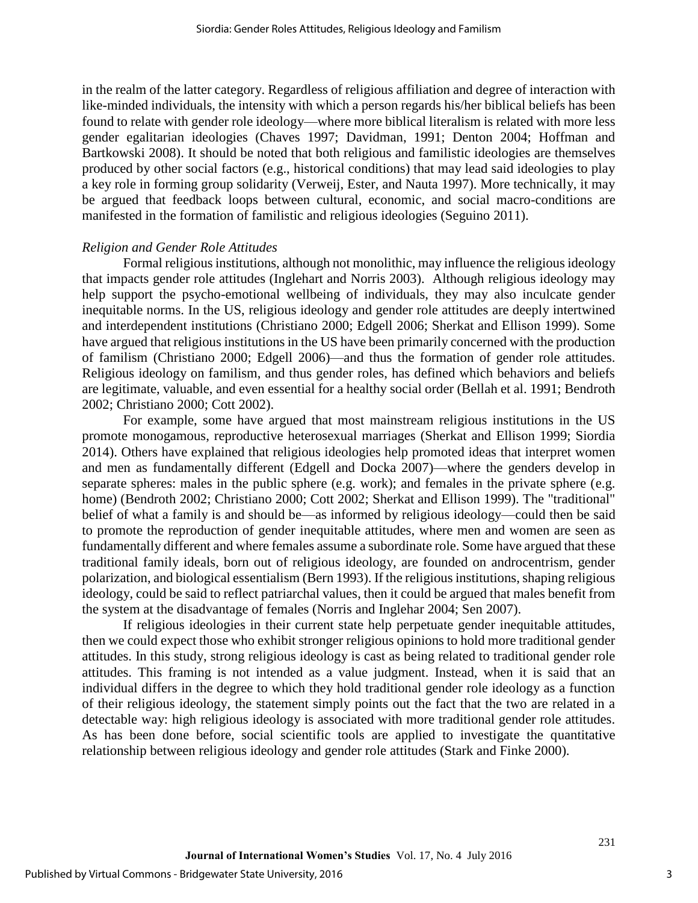in the realm of the latter category. Regardless of religious affiliation and degree of interaction with like-minded individuals, the intensity with which a person regards his/her biblical beliefs has been found to relate with gender role ideology—where more biblical literalism is related with more less gender egalitarian ideologies (Chaves 1997; Davidman, 1991; Denton 2004; Hoffman and Bartkowski 2008). It should be noted that both religious and familistic ideologies are themselves produced by other social factors (e.g., historical conditions) that may lead said ideologies to play a key role in forming group solidarity (Verweij, Ester, and Nauta 1997). More technically, it may be argued that feedback loops between cultural, economic, and social macro-conditions are manifested in the formation of familistic and religious ideologies (Seguino 2011).

*Religion and Gender Role Attitudes*

Formal religious institutions, although not monolithic, may influence the religious ideology that impacts gender role attitudes (Inglehart and Norris 2003). Although religious ideology may help support the psycho-emotional wellbeing of individuals, they may also inculcate gender inequitable norms. In the US, religious ideology and gender role attitudes are deeply intertwined and interdependent institutions (Christiano 2000; Edgell 2006; Sherkat and Ellison 1999). Some have argued that religious institutions in the US have been primarily concerned with the production of familism (Christiano 2000; Edgell 2006)—and thus the formation of gender role attitudes. Religious ideology on familism, and thus gender roles, has defined which behaviors and beliefs are legitimate, valuable, and even essential for a healthy social order (Bellah et al. 1991; Bendroth 2002; Christiano 2000; Cott 2002).

For example, some have argued that most mainstream religious institutions in the US promote monogamous, reproductive heterosexual marriages (Sherkat and Ellison 1999; Siordia 2014). Others have explained that religious ideologies help promoted ideas that interpret women and men as fundamentally different (Edgell and Docka 2007)—where the genders develop in separate spheres: males in the public sphere (e.g. work); and females in the private sphere (e.g. home) (Bendroth 2002; Christiano 2000; Cott 2002; Sherkat and Ellison 1999). The "traditional" belief of what a family is and should be—as informed by religious ideology—could then be said to promote the reproduction of gender inequitable attitudes, where men and women are seen as fundamentally different and where females assume a subordinate role. Some have argued that these traditional family ideals, born out of religious ideology, are founded on androcentrism, gender polarization, and biological essentialism (Bern 1993). If the religious institutions, shaping religious ideology, could be said to reflect patriarchal values, then it could be argued that males benefit from the system at the disadvantage of females (Norris and Inglehar 2004; Sen 2007).

If religious ideologies in their current state help perpetuate gender inequitable attitudes, then we could expect those who exhibit stronger religious opinions to hold more traditional gender attitudes. In this study, strong religious ideology is cast as being related to traditional gender role attitudes. This framing is not intended as a value judgment. Instead, when it is said that an individual differs in the degree to which they hold traditional gender role ideology as a function of their religious ideology, the statement simply points out the fact that the two are related in a detectable way: high religious ideology is associated with more traditional gender role attitudes. As has been done before, social scientific tools are applied to investigate the quantitative relationship between religious ideology and gender role attitudes (Stark and Finke 2000).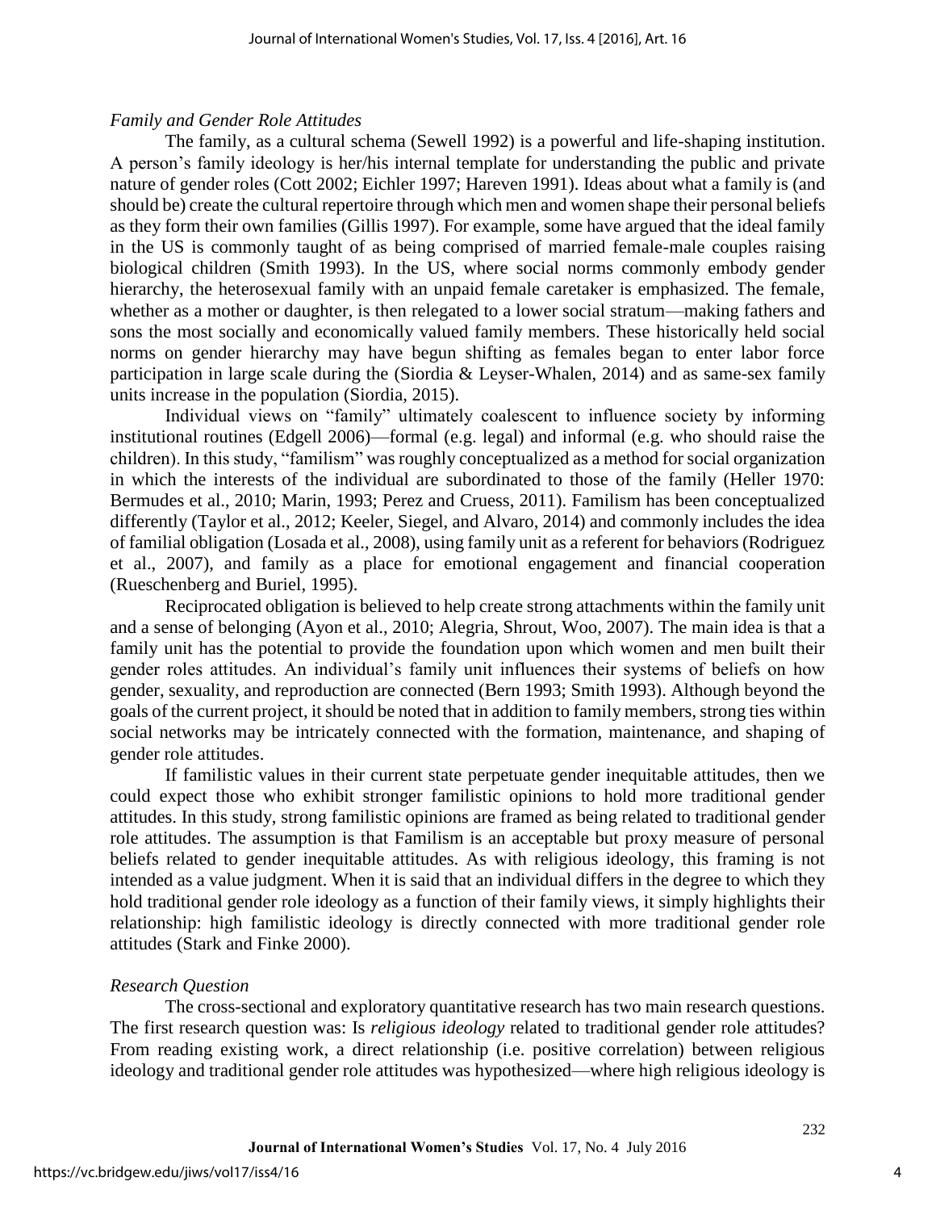*Family and Gender Role Attitudes*

The family, as a cultural schema (Sewell 1992) is a powerful and life-shaping institution. A person's family ideology is her/his internal template for understanding the public and private nature of gender roles (Cott 2002; Eichler 1997; Hareven 1991). Ideas about what a family is (and should be) create the cultural repertoire through which men and women shape their personal beliefs as they form their own families (Gillis 1997). For example, some have argued that the ideal family in the US is commonly taught of as being comprised of married female-male couples raising biological children (Smith 1993). In the US, where social norms commonly embody gender hierarchy, the heterosexual family with an unpaid female caretaker is emphasized. The female, whether as a mother or daughter, is then relegated to a lower social stratum—making fathers and sons the most socially and economically valued family members. These historically held social norms on gender hierarchy may have begun shifting as females began to enter labor force participation in large scale during the (Siordia & Leyser-Whalen, 2014) and as same-sex family units increase in the population (Siordia, 2015).

Individual views on "family" ultimately coalescent to influence society by informing institutional routines (Edgell 2006)—formal (e.g. legal) and informal (e.g. who should raise the children). In this study, "familism" was roughly conceptualized as a method for social organization in which the interests of the individual are subordinated to those of the family (Heller 1970: Bermudes et al., 2010; Marin, 1993; Perez and Cruess, 2011). Familism has been conceptualized differently (Taylor et al., 2012; Keeler, Siegel, and Alvaro, 2014) and commonly includes the idea of familial obligation (Losada et al., 2008), using family unit as a referent for behaviors (Rodriguez et al., 2007), and family as a place for emotional engagement and financial cooperation (Rueschenberg and Buriel, 1995).

Reciprocated obligation is believed to help create strong attachments within the family unit and a sense of belonging (Ayon et al., 2010; Alegria, Shrout, Woo, 2007). The main idea is that a family unit has the potential to provide the foundation upon which women and men built their gender roles attitudes. An individual's family unit influences their systems of beliefs on how gender, sexuality, and reproduction are connected (Bern 1993; Smith 1993). Although beyond the goals of the current project, it should be noted that in addition to family members, strong ties within social networks may be intricately connected with the formation, maintenance, and shaping of gender role attitudes.

If familistic values in their current state perpetuate gender inequitable attitudes, then we could expect those who exhibit stronger familistic opinions to hold more traditional gender attitudes. In this study, strong familistic opinions are framed as being related to traditional gender role attitudes. The assumption is that Familism is an acceptable but proxy measure of personal beliefs related to gender inequitable attitudes. As with religious ideology, this framing is not intended as a value judgment. When it is said that an individual differs in the degree to which they hold traditional gender role ideology as a function of their family views, it simply highlights their relationship: high familistic ideology is directly connected with more traditional gender role attitudes (Stark and Finke 2000).

*Research Question*

The cross-sectional and exploratory quantitative research has two main research questions. The first research question was: Is *religious ideology* related to traditional gender role attitudes? From reading existing work, a direct relationship (i.e. positive correlation) between religious ideology and traditional gender role attitudes was hypothesized—where high religious ideology is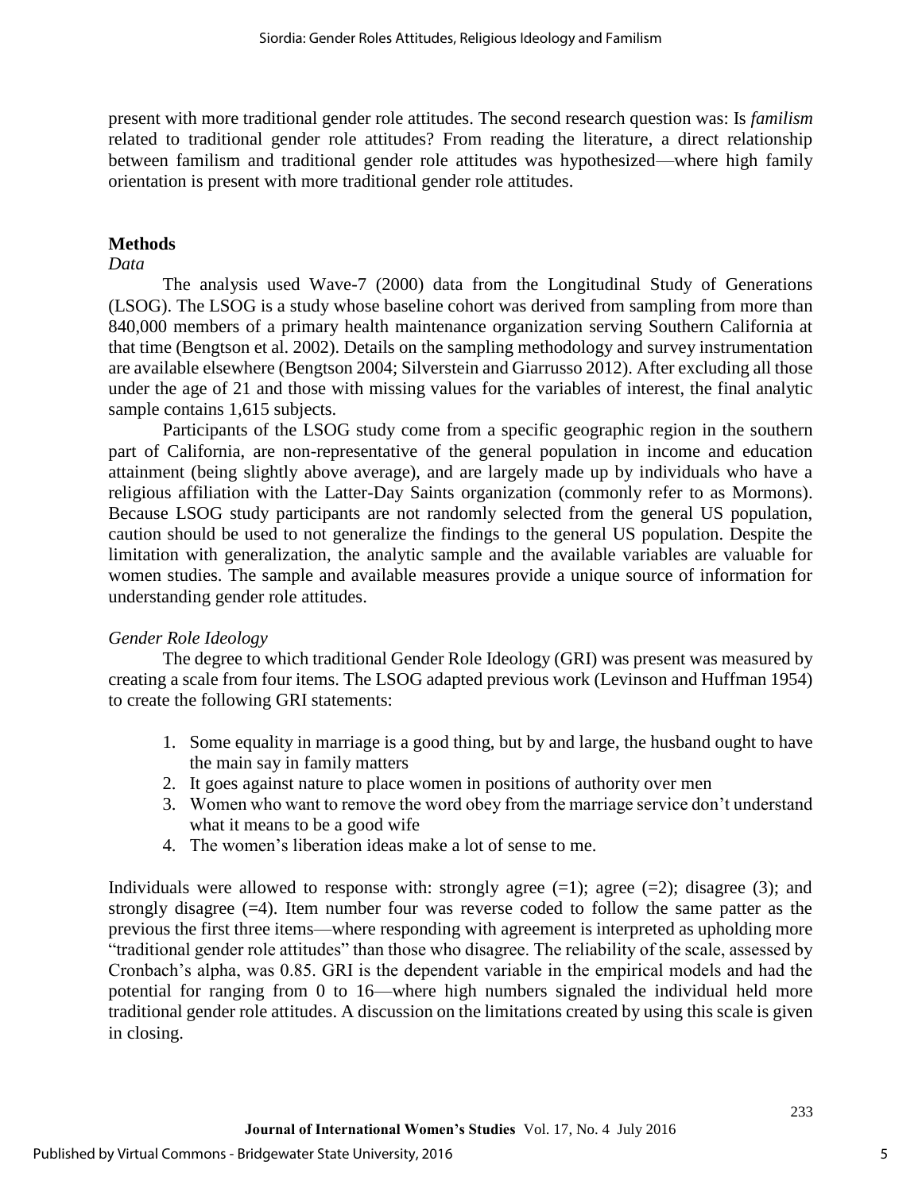present with more traditional gender role attitudes. The second research question was: Is *familism* related to traditional gender role attitudes? From reading the literature, a direct relationship between familism and traditional gender role attitudes was hypothesized—where high family orientation is present with more traditional gender role attitudes.

## Methods

### *Data*

The analysis used Wave-7 (2000) data from the Longitudinal Study of Generations (LSOG). The LSOG is a study whose baseline cohort was derived from sampling from more than 840,000 members of a primary health maintenance organization serving Southern California at that time (Bengtson et al. 2002). Details on the sampling methodology and survey instrumentation are available elsewhere (Bengtson 2004; Silverstein and Giarrusso 2012). After excluding all those under the age of 21 and those with missing values for the variables of interest, the final analytic sample contains 1,615 subjects.

Participants of the LSOG study come from a specific geographic region in the southern part of California, are non-representative of the general population in income and education attainment (being slightly above average), and are largely made up by individuals who have a religious affiliation with the Latter-Day Saints organization (commonly refer to as Mormons). Because LSOG study participants are not randomly selected from the general US population, caution should be used to not generalize the findings to the general US population. Despite the limitation with generalization, the analytic sample and the available variables are valuable for women studies. The sample and available measures provide a unique source of information for understanding gender role attitudes.

### *Gender Role Ideology*

The degree to which traditional Gender Role Ideology (GRI) was present was measured by creating a scale from four items. The LSOG adapted previous work (Levinson and Huffman 1954) to create the following GRI statements:

1. Some equality in marriage is a good thing, but by and large, the husband ought to have the main say in family matters
2. It goes against nature to place women in positions of authority over men
3. Women who want to remove the word obey from the marriage service don't understand what it means to be a good wife
4. The women's liberation ideas make a lot of sense to me.

Individuals were allowed to response with: strongly agree (=1); agree (=2); disagree (3); and strongly disagree (=4). Item number four was reverse coded to follow the same patter as the previous the first three items—where responding with agreement is interpreted as upholding more "traditional gender role attitudes" than those who disagree. The reliability of the scale, assessed by Cronbach's alpha, was 0.85. GRI is the dependent variable in the empirical models and had the potential for ranging from 0 to 16—where high numbers signaled the individual held more traditional gender role attitudes. A discussion on the limitations created by using this scale is given in closing.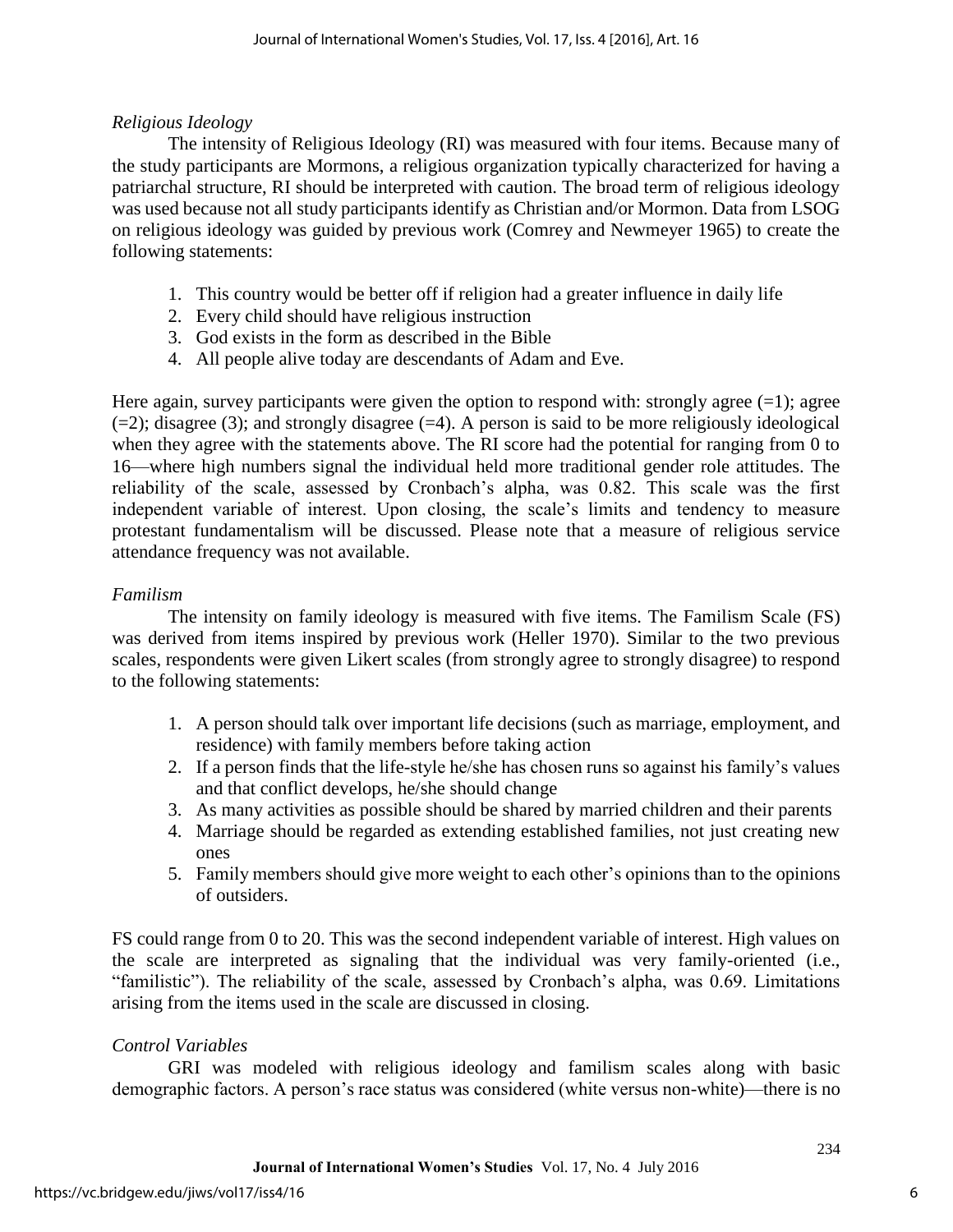*Religious Ideology*

The intensity of Religious Ideology (RI) was measured with four items. Because many of the study participants are Mormons, a religious organization typically characterized for having a patriarchal structure, RI should be interpreted with caution. The broad term of religious ideology was used because not all study participants identify as Christian and/or Mormon. Data from LSOG on religious ideology was guided by previous work (Comrey and Newmeyer 1965) to create the following statements:

1. This country would be better off if religion had a greater influence in daily life
2. Every child should have religious instruction
3. God exists in the form as described in the Bible
4. All people alive today are descendants of Adam and Eve.

Here again, survey participants were given the option to respond with: strongly agree (=1); agree (=2); disagree (3); and strongly disagree (=4). A person is said to be more religiously ideological when they agree with the statements above. The RI score had the potential for ranging from 0 to 16—where high numbers signal the individual held more traditional gender role attitudes. The reliability of the scale, assessed by Cronbach's alpha, was 0.82. This scale was the first independent variable of interest. Upon closing, the scale's limits and tendency to measure protestant fundamentalism will be discussed. Please note that a measure of religious service attendance frequency was not available.

*Familism*

The intensity on family ideology is measured with five items. The Familism Scale (FS) was derived from items inspired by previous work (Heller 1970). Similar to the two previous scales, respondents were given Likert scales (from strongly agree to strongly disagree) to respond to the following statements:

1. A person should talk over important life decisions (such as marriage, employment, and residence) with family members before taking action
2. If a person finds that the life-style he/she has chosen runs so against his family's values and that conflict develops, he/she should change
3. As many activities as possible should be shared by married children and their parents
4. Marriage should be regarded as extending established families, not just creating new ones
5. Family members should give more weight to each other's opinions than to the opinions of outsiders.

FS could range from 0 to 20. This was the second independent variable of interest. High values on the scale are interpreted as signaling that the individual was very family-oriented (i.e., "familistic"). The reliability of the scale, assessed by Cronbach's alpha, was 0.69. Limitations arising from the items used in the scale are discussed in closing.

*Control Variables*

GRI was modeled with religious ideology and familism scales along with basic demographic factors. A person's race status was considered (white versus non-white)—there is no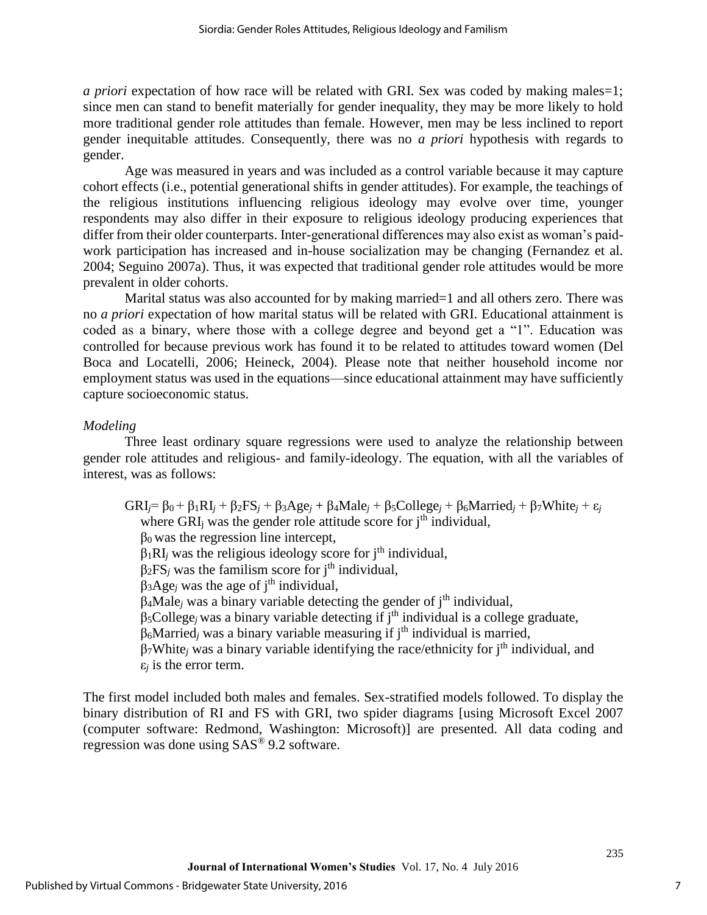*a priori* expectation of how race will be related with GRI. Sex was coded by making males=1; since men can stand to benefit materially for gender inequality, they may be more likely to hold more traditional gender role attitudes than female. However, men may be less inclined to report gender inequitable attitudes. Consequently, there was no *a priori* hypothesis with regards to gender.

Age was measured in years and was included as a control variable because it may capture cohort effects (i.e., potential generational shifts in gender attitudes). For example, the teachings of the religious institutions influencing religious ideology may evolve over time, younger respondents may also differ in their exposure to religious ideology producing experiences that differ from their older counterparts. Inter-generational differences may also exist as woman's paid-work participation has increased and in-house socialization may be changing (Fernandez et al. 2004; Seguino 2007a). Thus, it was expected that traditional gender role attitudes would be more prevalent in older cohorts.

Marital status was also accounted for by making married=1 and all others zero. There was no *a priori* expectation of how marital status will be related with GRI. Educational attainment is coded as a binary, where those with a college degree and beyond get a "1". Education was controlled for because previous work has found it to be related to attitudes toward women (Del Boca and Locatelli, 2006; Heineck, 2004). Please note that neither household income nor employment status was used in the equations—since educational attainment may have sufficiently capture socioeconomic status.

*Modeling*

Three least ordinary square regressions were used to analyze the relationship between gender role attitudes and religious- and family-ideology. The equation, with all the variables of interest, was as follows:

$$GRI_j = \beta_0 + \beta_1 RI_j + \beta_2 FS_j + \beta_3 Age_j + \beta_4 Male_j + \beta_5 College_j + \beta_6 Married_j + \beta_7 White_j + \varepsilon_j$$

where $GRI_j$ was the gender role attitude score for $j^{th}$ individual,
$\beta_0$ was the regression line intercept,
$\beta_1 RI_j$ was the religious ideology score for $j^{th}$ individual,
$\beta_2 FS_j$ was the familism score for $j^{th}$ individual,
$\beta_3 Age_j$ was the age of $j^{th}$ individual,
$\beta_4 Male_j$ was a binary variable detecting the gender of $j^{th}$ individual,
$\beta_5 College_j$ was a binary variable detecting if $j^{th}$ individual is a college graduate,
$\beta_6 Married_j$ was a binary variable measuring if $j^{th}$ individual is married,
$\beta_7 White_j$ was a binary variable identifying the race/ethnicity for $j^{th}$ individual, and
$\varepsilon_j$ is the error term.

The first model included both males and females. Sex-stratified models followed. To display the binary distribution of RI and FS with GRI, two spider diagrams [using Microsoft Excel 2007 (computer software: Redmond, Washington: Microsoft)] are presented. All data coding and regression was done using SAS® 9.2 software.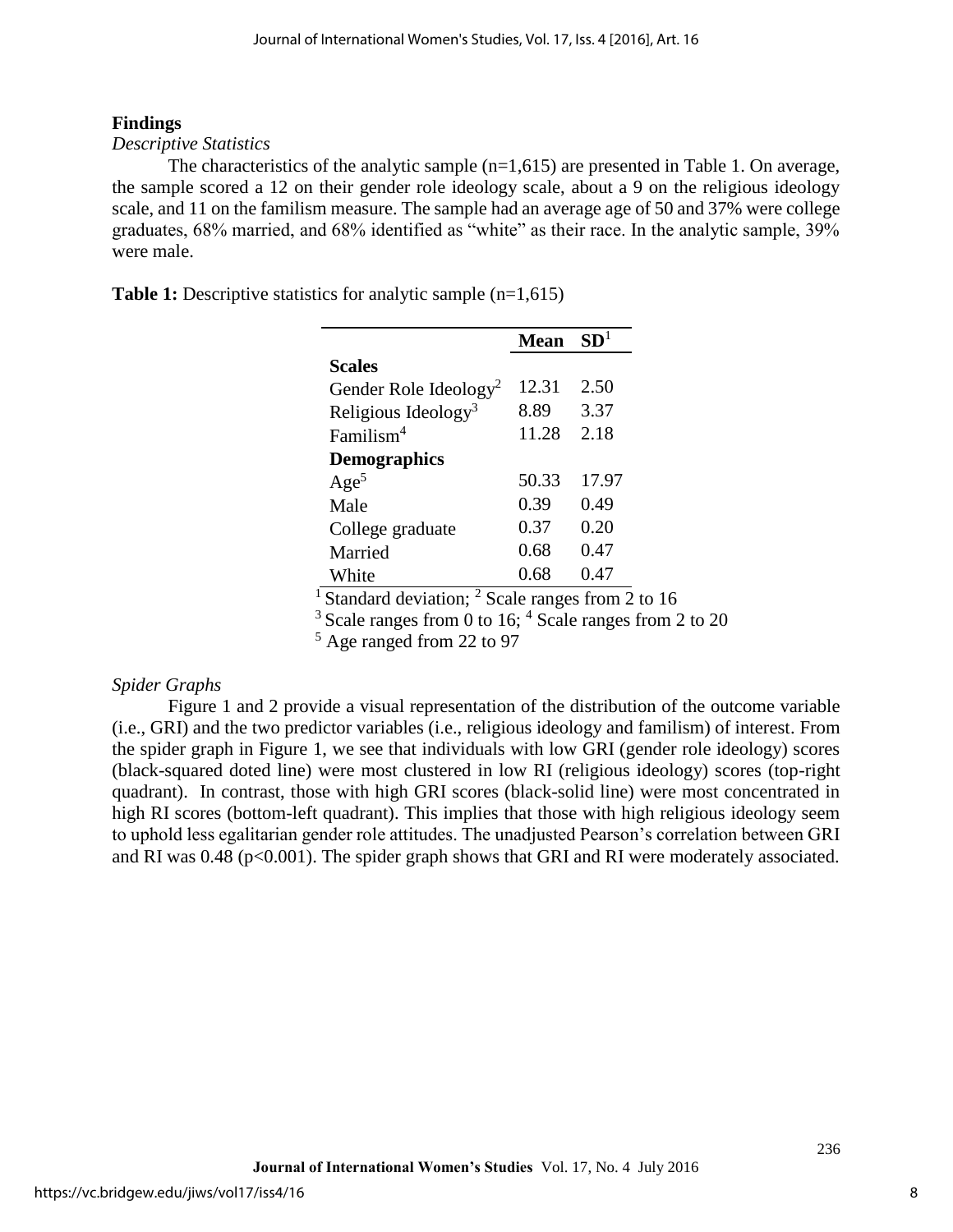## Findings

### *Descriptive Statistics*

The characteristics of the analytic sample (n=1,615) are presented in Table 1. On average, the sample scored a 12 on their gender role ideology scale, about a 9 on the religious ideology scale, and 11 on the familism measure. The sample had an average age of 50 and 37% were college graduates, 68% married, and 68% identified as "white" as their race. In the analytic sample, 39% were male.

**Table 1:** Descriptive statistics for analytic sample (n=1,615)

| | Mean | SD[1] |
|---|---|---|
| **Scales** | | |
| Gender Role Ideology[2] | 12.31 | 2.50 |
| Religious Ideology[3] | 8.89 | 3.37 |
| Familism[4] | 11.28 | 2.18 |
| **Demographics** | | |
| Age[5] | 50.33 | 17.97 |
| Male | 0.39 | 0.49 |
| College graduate | 0.37 | 0.20 |
| Married | 0.68 | 0.47 |
| White | 0.68 | 0.47 |

[1] Standard deviation; [2] Scale ranges from 2 to 16
[3] Scale ranges from 0 to 16; [4] Scale ranges from 2 to 20
[5] Age ranged from 22 to 97

### *Spider Graphs*

Figure 1 and 2 provide a visual representation of the distribution of the outcome variable (i.e., GRI) and the two predictor variables (i.e., religious ideology and familism) of interest. From the spider graph in Figure 1, we see that individuals with low GRI (gender role ideology) scores (black-squared doted line) were most clustered in low RI (religious ideology) scores (top-right quadrant). In contrast, those with high GRI scores (black-solid line) were most concentrated in high RI scores (bottom-left quadrant). This implies that those with high religious ideology seem to uphold less egalitarian gender role attitudes. The unadjusted Pearson's correlation between GRI and RI was 0.48 ($p<0.001$). The spider graph shows that GRI and RI were moderately associated.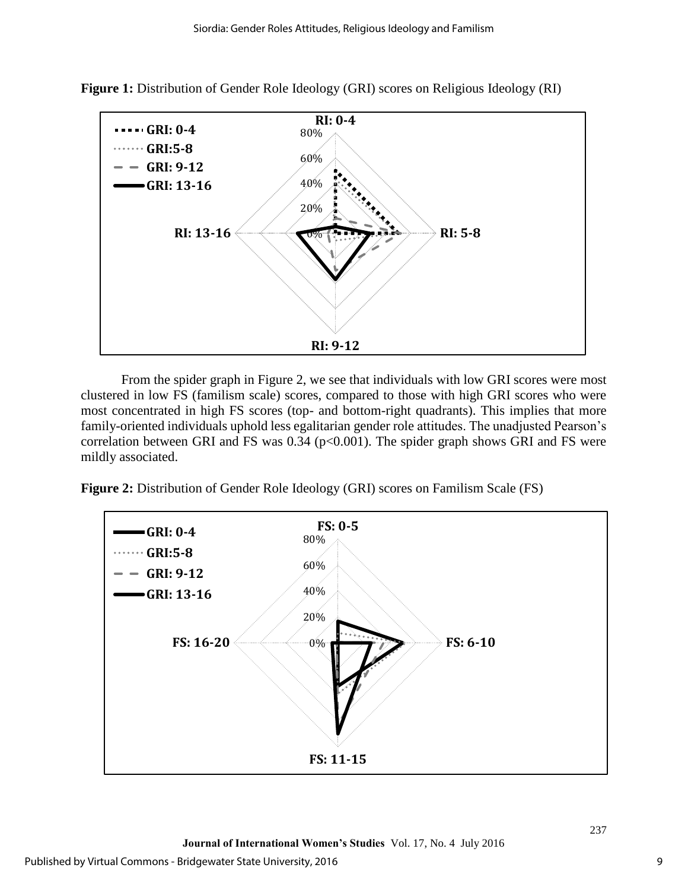**Figure 1:** Distribution of Gender Role Ideology (GRI) scores on Religious Ideology (RI)

From the spider graph in Figure 2, we see that individuals with low GRI scores were most clustered in low FS (familism scale) scores, compared to those with high GRI scores who were most concentrated in high FS scores (top- and bottom-right quadrants). This implies that more family-oriented individuals uphold less egalitarian gender role attitudes. The unadjusted Pearson's correlation between GRI and FS was 0.34 ($p<0.001$). The spider graph shows GRI and FS were mildly associated.

**Figure 2:** Distribution of Gender Role Ideology (GRI) scores on Familism Scale (FS)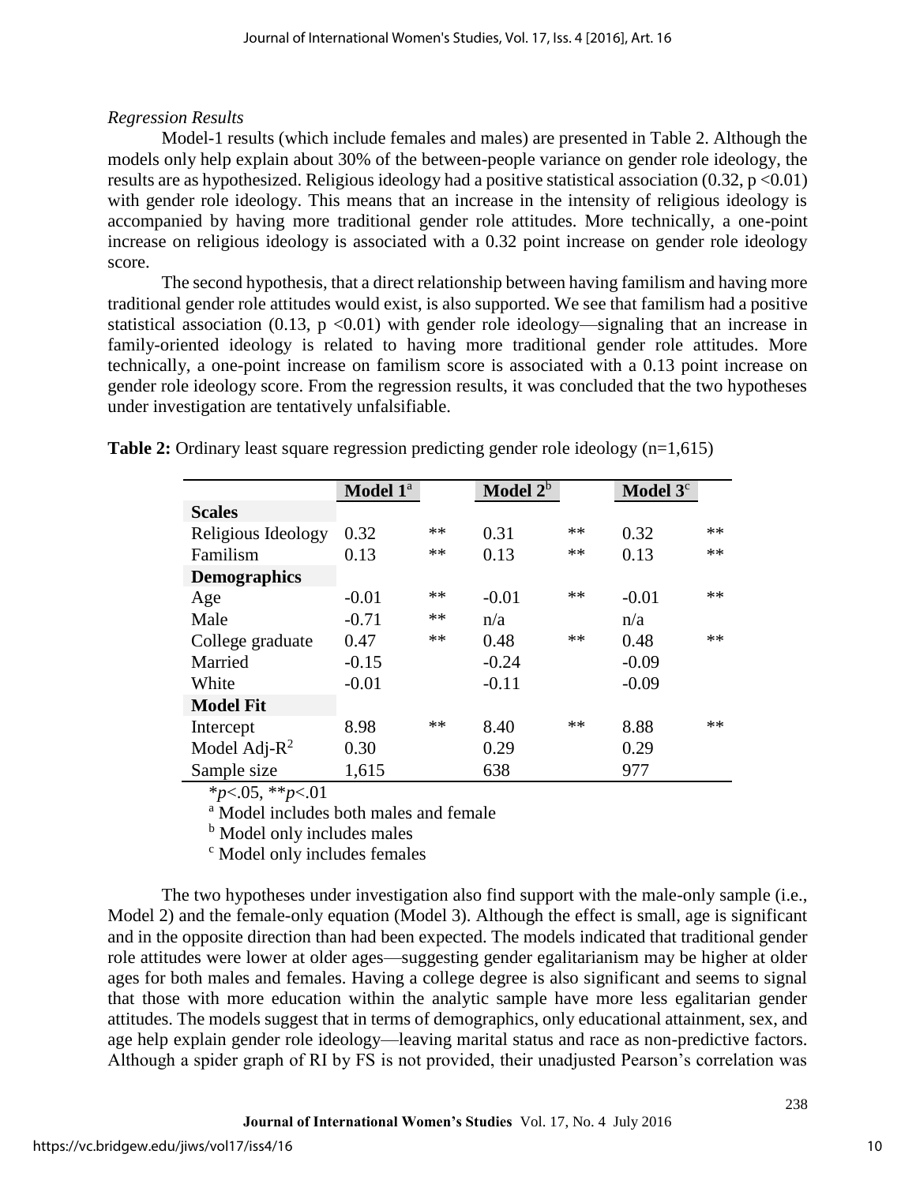*Regression Results*

Model-1 results (which include females and males) are presented in Table 2. Although the models only help explain about 30% of the between-people variance on gender role ideology, the results are as hypothesized. Religious ideology had a positive statistical association (0.32, $p < 0.01$) with gender role ideology. This means that an increase in the intensity of religious ideology is accompanied by having more traditional gender role attitudes. More technically, a one-point increase on religious ideology is associated with a 0.32 point increase on gender role ideology score.

The second hypothesis, that a direct relationship between having familism and having more traditional gender role attitudes would exist, is also supported. We see that familism had a positive statistical association (0.13, $p < 0.01$) with gender role ideology—signaling that an increase in family-oriented ideology is related to having more traditional gender role attitudes. More technically, a one-point increase on familism score is associated with a 0.13 point increase on gender role ideology score. From the regression results, it was concluded that the two hypotheses under investigation are tentatively unfalsifiable.

**Table 2:** Ordinary least square regression predicting gender role ideology (n=1,615)

| | Model 1[a] | | Model 2[b] | | Model 3[c] | |
|---|---|---|---|---|---|---|
| **Scales** | | | | | | |
| Religious Ideology | 0.32 | ** | 0.31 | ** | 0.32 | ** |
| Familism | 0.13 | ** | 0.13 | ** | 0.13 | ** |
| **Demographics** | | | | | | |
| Age | -0.01 | ** | -0.01 | ** | -0.01 | ** |
| Male | -0.71 | ** | n/a | | n/a | |
| College graduate | 0.47 | ** | 0.48 | ** | 0.48 | ** |
| Married | -0.15 | | -0.24 | | -0.09 | |
| White | -0.01 | | -0.11 | | -0.09 | |
| **Model Fit** | | | | | | |
| Intercept | 8.98 | ** | 8.40 | ** | 8.88 | ** |
| Model Adj-$R^2$ | 0.30 | | 0.29 | | 0.29 | |
| Sample size | 1,615 | | 638 | | 977 | |

*$p<.05$, **$p<.01$

[a] Model includes both males and female

[b] Model only includes males

[c] Model only includes females

The two hypotheses under investigation also find support with the male-only sample (i.e., Model 2) and the female-only equation (Model 3). Although the effect is small, age is significant and in the opposite direction than had been expected. The models indicated that traditional gender role attitudes were lower at older ages—suggesting gender egalitarianism may be higher at older ages for both males and females. Having a college degree is also significant and seems to signal that those with more education within the analytic sample have more less egalitarian gender attitudes. The models suggest that in terms of demographics, only educational attainment, sex, and age help explain gender role ideology—leaving marital status and race as non-predictive factors. Although a spider graph of RI by FS is not provided, their unadjusted Pearson's correlation was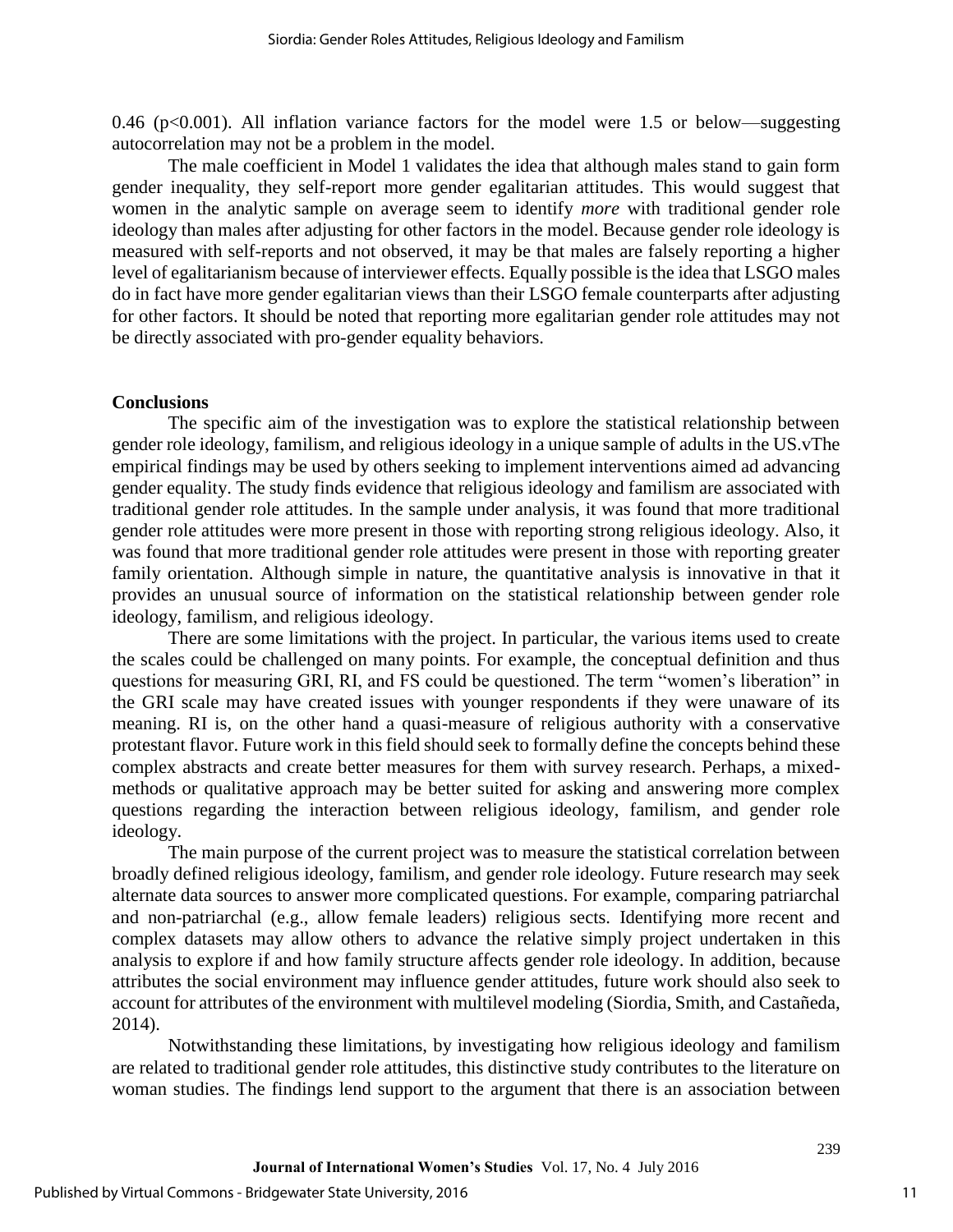0.46 ($p<0.001$). All inflation variance factors for the model were 1.5 or below—suggesting autocorrelation may not be a problem in the model.

The male coefficient in Model 1 validates the idea that although males stand to gain form gender inequality, they self-report more gender egalitarian attitudes. This would suggest that women in the analytic sample on average seem to identify *more* with traditional gender role ideology than males after adjusting for other factors in the model. Because gender role ideology is measured with self-reports and not observed, it may be that males are falsely reporting a higher level of egalitarianism because of interviewer effects. Equally possible is the idea that LSGO males do in fact have more gender egalitarian views than their LSGO female counterparts after adjusting for other factors. It should be noted that reporting more egalitarian gender role attitudes may not be directly associated with pro-gender equality behaviors.

**Conclusions**

The specific aim of the investigation was to explore the statistical relationship between gender role ideology, familism, and religious ideology in a unique sample of adults in the US.vThe empirical findings may be used by others seeking to implement interventions aimed ad advancing gender equality. The study finds evidence that religious ideology and familism are associated with traditional gender role attitudes. In the sample under analysis, it was found that more traditional gender role attitudes were more present in those with reporting strong religious ideology. Also, it was found that more traditional gender role attitudes were present in those with reporting greater family orientation. Although simple in nature, the quantitative analysis is innovative in that it provides an unusual source of information on the statistical relationship between gender role ideology, familism, and religious ideology.

There are some limitations with the project. In particular, the various items used to create the scales could be challenged on many points. For example, the conceptual definition and thus questions for measuring GRI, RI, and FS could be questioned. The term "women's liberation" in the GRI scale may have created issues with younger respondents if they were unaware of its meaning. RI is, on the other hand a quasi-measure of religious authority with a conservative protestant flavor. Future work in this field should seek to formally define the concepts behind these complex abstracts and create better measures for them with survey research. Perhaps, a mixed-methods or qualitative approach may be better suited for asking and answering more complex questions regarding the interaction between religious ideology, familism, and gender role ideology.

The main purpose of the current project was to measure the statistical correlation between broadly defined religious ideology, familism, and gender role ideology. Future research may seek alternate data sources to answer more complicated questions. For example, comparing patriarchal and non-patriarchal (e.g., allow female leaders) religious sects. Identifying more recent and complex datasets may allow others to advance the relative simply project undertaken in this analysis to explore if and how family structure affects gender role ideology. In addition, because attributes the social environment may influence gender attitudes, future work should also seek to account for attributes of the environment with multilevel modeling (Siordia, Smith, and Castañeda, 2014).

Notwithstanding these limitations, by investigating how religious ideology and familism are related to traditional gender role attitudes, this distinctive study contributes to the literature on woman studies. The findings lend support to the argument that there is an association between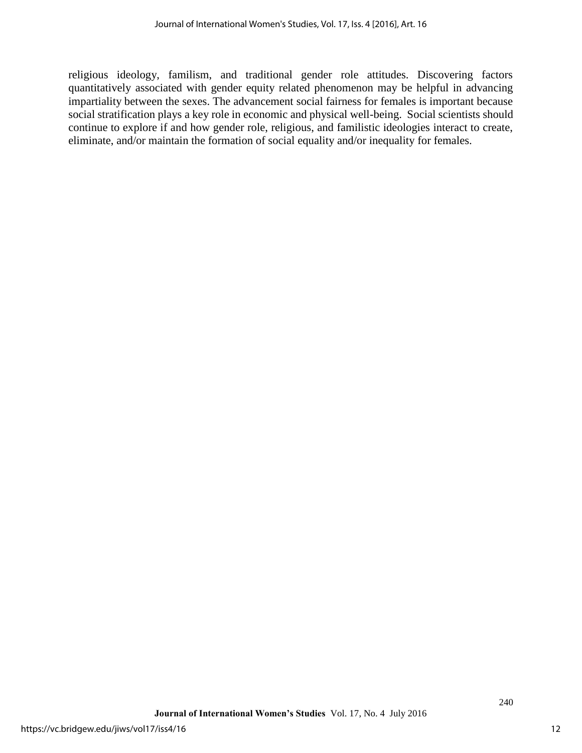religious ideology, familism, and traditional gender role attitudes. Discovering factors quantitatively associated with gender equity related phenomenon may be helpful in advancing impartiality between the sexes. The advancement social fairness for females is important because social stratification plays a key role in economic and physical well-being. Social scientists should continue to explore if and how gender role, religious, and familistic ideologies interact to create, eliminate, and/or maintain the formation of social equality and/or inequality for females.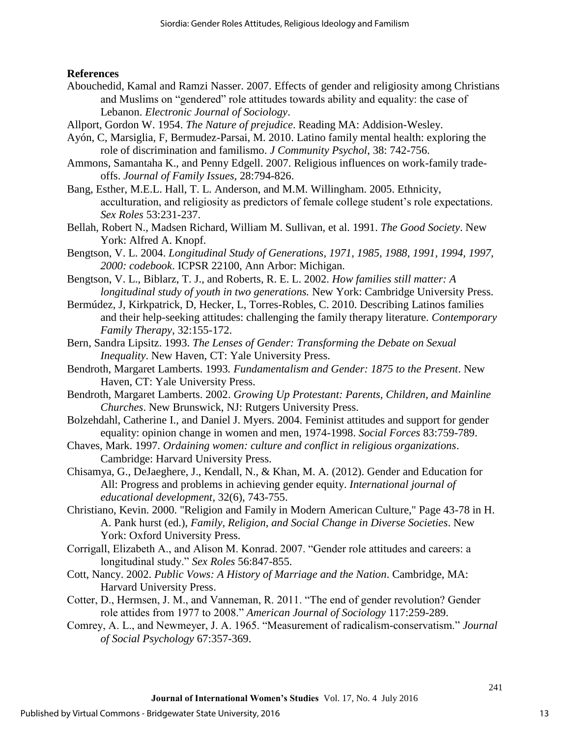**References**

Abouchedid, Kamal and Ramzi Nasser. 2007. Effects of gender and religiosity among Christians and Muslims on "gendered" role attitudes towards ability and equality: the case of Lebanon. *Electronic Journal of Sociology*.

Allport, Gordon W. 1954. *The Nature of prejudice*. Reading MA: Addision-Wesley.

Ayón, C, Marsiglia, F, Bermudez-Parsai, M. 2010. Latino family mental health: exploring the role of discrimination and familismo. *J Community Psychol*, 38: 742-756.

Ammons, Samantaha K., and Penny Edgell. 2007. Religious influences on work-family trade-offs. *Journal of Family Issues*, 28:794-826.

Bang, Esther, M.E.L. Hall, T. L. Anderson, and M.M. Willingham. 2005. Ethnicity, acculturation, and religiosity as predictors of female college student's role expectations. *Sex Roles* 53:231-237.

Bellah, Robert N., Madsen Richard, William M. Sullivan, et al. 1991. *The Good Society*. New York: Alfred A. Knopf.

Bengtson, V. L. 2004. *Longitudinal Study of Generations, 1971, 1985, 1988, 1991, 1994, 1997, 2000: codebook*. ICPSR 22100, Ann Arbor: Michigan.

Bengtson, V. L., Biblarz, T. J., and Roberts, R. E. L. 2002. *How families still matter: A longitudinal study of youth in two generations.* New York: Cambridge University Press.

Bermúdez, J, Kirkpatrick, D, Hecker, L, Torres-Robles, C. 2010. Describing Latinos families and their help-seeking attitudes: challenging the family therapy literature. *Contemporary Family Therapy*, 32:155-172.

Bern, Sandra Lipsitz. 1993. *The Lenses of Gender: Transforming the Debate on Sexual Inequality*. New Haven, CT: Yale University Press.

Bendroth, Margaret Lamberts. 1993. *Fundamentalism and Gender: 1875 to the Present*. New Haven, CT: Yale University Press.

Bendroth, Margaret Lamberts. 2002. *Growing Up Protestant: Parents, Children, and Mainline Churches*. New Brunswick, NJ: Rutgers University Press.

Bolzehdahl, Catherine I., and Daniel J. Myers. 2004. Feminist attitudes and support for gender equality: opinion change in women and men, 1974-1998. *Social Forces* 83:759-789.

Chaves, Mark. 1997. *Ordaining women: culture and conflict in religious organizations*. Cambridge: Harvard University Press.

Chisamya, G., DeJaeghere, J., Kendall, N., & Khan, M. A. (2012). Gender and Education for All: Progress and problems in achieving gender equity. *International journal of educational development*, 32(6), 743-755.

Christiano, Kevin. 2000. "Religion and Family in Modern American Culture," Page 43-78 in H. A. Pank hurst (ed.), *Family, Religion, and Social Change in Diverse Societies*. New York: Oxford University Press.

Corrigall, Elizabeth A., and Alison M. Konrad. 2007. "Gender role attitudes and careers: a longitudinal study." *Sex Roles* 56:847-855.

Cott, Nancy. 2002. *Public Vows: A History of Marriage and the Nation*. Cambridge, MA: Harvard University Press.

Cotter, D., Hermsen, J. M., and Vanneman, R. 2011. "The end of gender revolution? Gender role attides from 1977 to 2008." *American Journal of Sociology* 117:259-289.

Comrey, A. L., and Newmeyer, J. A. 1965. "Measurement of radicalism-conservatism." *Journal of Social Psychology* 67:357-369.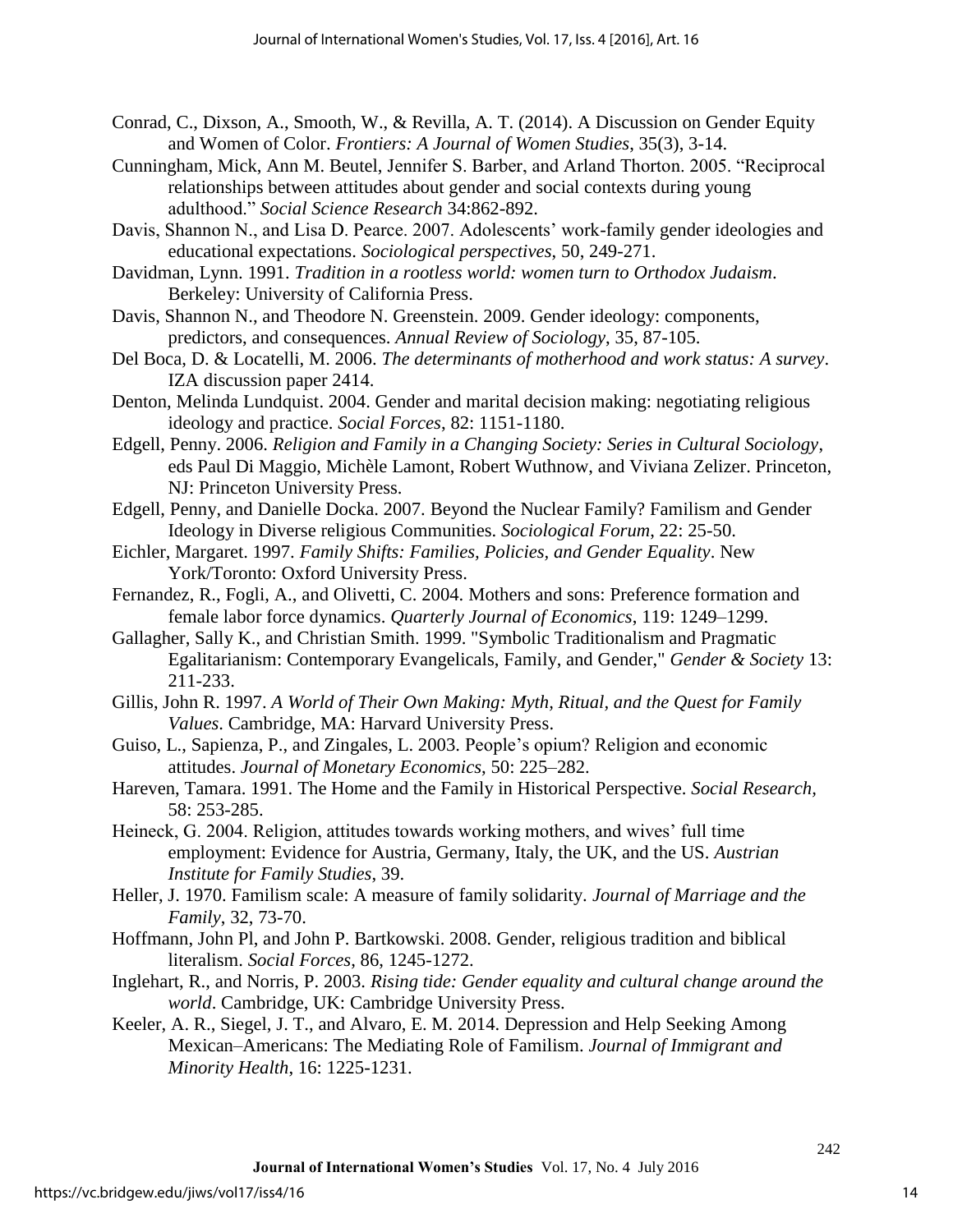Conrad, C., Dixson, A., Smooth, W., & Revilla, A. T. (2014). A Discussion on Gender Equity and Women of Color. *Frontiers: A Journal of Women Studies*, 35(3), 3-14.

Cunningham, Mick, Ann M. Beutel, Jennifer S. Barber, and Arland Thorton. 2005. "Reciprocal relationships between attitudes about gender and social contexts during young adulthood." *Social Science Research* 34:862-892.

Davis, Shannon N., and Lisa D. Pearce. 2007. Adolescents' work-family gender ideologies and educational expectations. *Sociological perspectives*, 50, 249-271.

Davidman, Lynn. 1991. *Tradition in a rootless world: women turn to Orthodox Judaism*. Berkeley: University of California Press.

Davis, Shannon N., and Theodore N. Greenstein. 2009. Gender ideology: components, predictors, and consequences. *Annual Review of Sociology*, 35, 87-105.

Del Boca, D. & Locatelli, M. 2006. *The determinants of motherhood and work status: A survey*. IZA discussion paper 2414.

Denton, Melinda Lundquist. 2004. Gender and marital decision making: negotiating religious ideology and practice. *Social Forces*, 82: 1151-1180.

Edgell, Penny. 2006. *Religion and Family in a Changing Society: Series in Cultural Sociology*, eds Paul Di Maggio, Michèle Lamont, Robert Wuthnow, and Viviana Zelizer. Princeton, NJ: Princeton University Press.

Edgell, Penny, and Danielle Docka. 2007. Beyond the Nuclear Family? Familism and Gender Ideology in Diverse religious Communities. *Sociological Forum*, 22: 25-50.

Eichler, Margaret. 1997. *Family Shifts: Families, Policies, and Gender Equality*. New York/Toronto: Oxford University Press.

Fernandez, R., Fogli, A., and Olivetti, C. 2004. Mothers and sons: Preference formation and female labor force dynamics. *Quarterly Journal of Economics*, 119: 1249–1299.

Gallagher, Sally K., and Christian Smith. 1999. "Symbolic Traditionalism and Pragmatic Egalitarianism: Contemporary Evangelicals, Family, and Gender," *Gender & Society* 13: 211-233.

Gillis, John R. 1997. *A World of Their Own Making: Myth, Ritual, and the Quest for Family Values*. Cambridge, MA: Harvard University Press.

Guiso, L., Sapienza, P., and Zingales, L. 2003. People's opium? Religion and economic attitudes. *Journal of Monetary Economics*, 50: 225–282.

Hareven, Tamara. 1991. The Home and the Family in Historical Perspective. *Social Research*, 58: 253-285.

Heineck, G. 2004. Religion, attitudes towards working mothers, and wives' full time employment: Evidence for Austria, Germany, Italy, the UK, and the US. *Austrian Institute for Family Studies*, 39.

Heller, J. 1970. Familism scale: A measure of family solidarity. *Journal of Marriage and the Family*, 32, 73-70.

Hoffmann, John Pl, and John P. Bartkowski. 2008. Gender, religious tradition and biblical literalism. *Social Forces*, 86, 1245-1272.

Inglehart, R., and Norris, P. 2003. *Rising tide: Gender equality and cultural change around the world*. Cambridge, UK: Cambridge University Press.

Keeler, A. R., Siegel, J. T., and Alvaro, E. M. 2014. Depression and Help Seeking Among Mexican–Americans: The Mediating Role of Familism. *Journal of Immigrant and Minority Health*, 16: 1225-1231.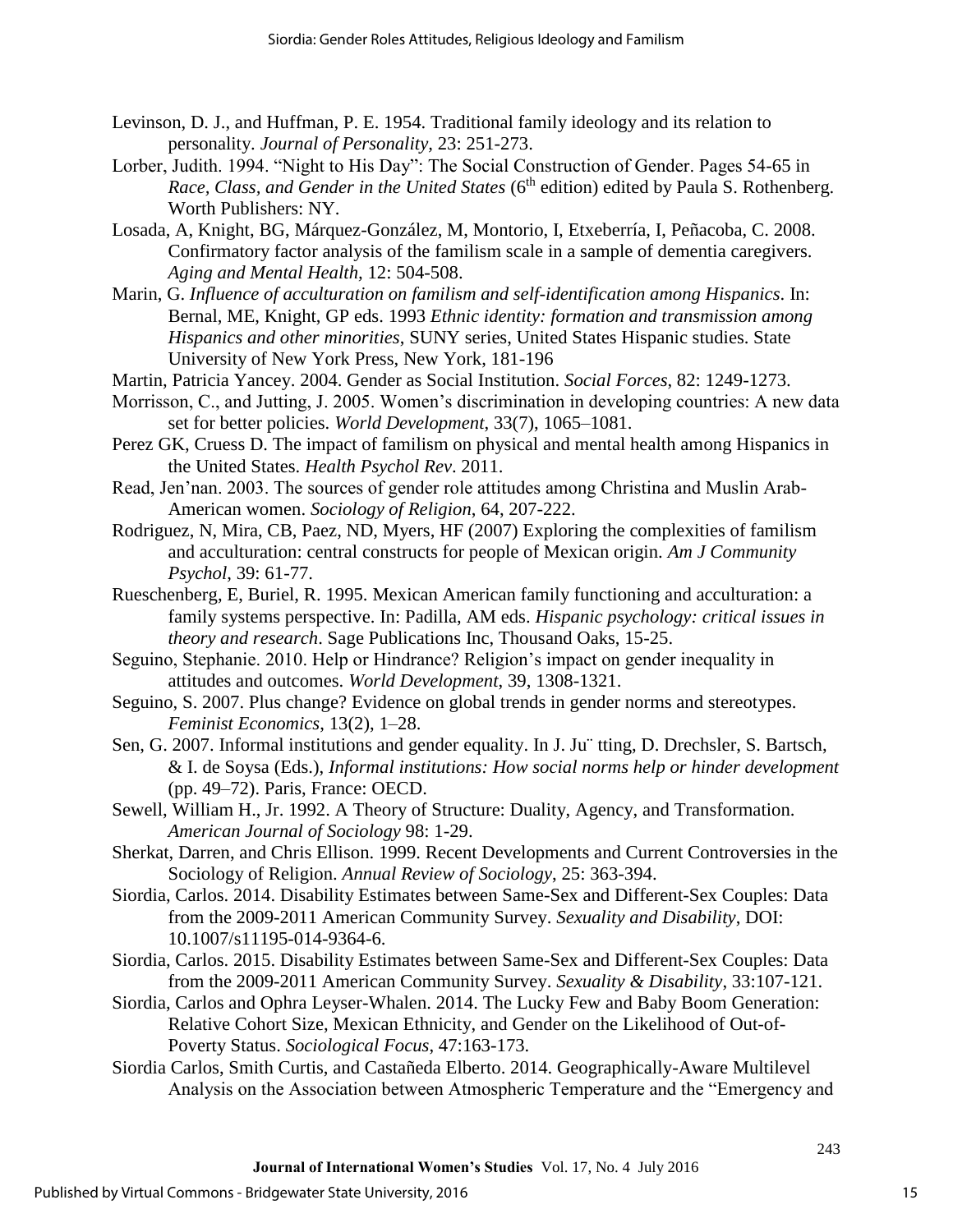Levinson, D. J., and Huffman, P. E. 1954. Traditional family ideology and its relation to personality. *Journal of Personality*, 23: 251-273.

Lorber, Judith. 1994. "Night to His Day": The Social Construction of Gender. Pages 54-65 in *Race, Class, and Gender in the United States* (6th edition) edited by Paula S. Rothenberg. Worth Publishers: NY.

Losada, A, Knight, BG, Márquez-González, M, Montorio, I, Etxeberría, I, Peñacoba, C. 2008. Confirmatory factor analysis of the familism scale in a sample of dementia caregivers. *Aging and Mental Health*, 12: 504-508.

Marin, G. *Influence of acculturation on familism and self-identification among Hispanics*. In: Bernal, ME, Knight, GP eds. 1993 *Ethnic identity: formation and transmission among Hispanics and other minorities*, SUNY series, United States Hispanic studies. State University of New York Press, New York, 181-196

Martin, Patricia Yancey. 2004. Gender as Social Institution. *Social Forces*, 82: 1249-1273.

Morrisson, C., and Jutting, J. 2005. Women's discrimination in developing countries: A new data set for better policies. *World Development*, 33(7), 1065–1081.

Perez GK, Cruess D. The impact of familism on physical and mental health among Hispanics in the United States. *Health Psychol Rev*. 2011.

Read, Jen'nan. 2003. The sources of gender role attitudes among Christina and Muslin Arab-American women. *Sociology of Religion*, 64, 207-222.

Rodriguez, N, Mira, CB, Paez, ND, Myers, HF (2007) Exploring the complexities of familism and acculturation: central constructs for people of Mexican origin. *Am J Community Psychol*, 39: 61-77.

Rueschenberg, E, Buriel, R. 1995. Mexican American family functioning and acculturation: a family systems perspective. In: Padilla, AM eds. *Hispanic psychology: critical issues in theory and research*. Sage Publications Inc, Thousand Oaks, 15-25.

Seguino, Stephanie. 2010. Help or Hindrance? Religion's impact on gender inequality in attitudes and outcomes. *World Development*, 39, 1308-1321.

Seguino, S. 2007. Plus change? Evidence on global trends in gender norms and stereotypes. *Feminist Economics*, 13(2), 1–28.

Sen, G. 2007. Informal institutions and gender equality. In J. Ju¨ tting, D. Drechsler, S. Bartsch, & I. de Soysa (Eds.), *Informal institutions: How social norms help or hinder development* (pp. 49–72). Paris, France: OECD.

Sewell, William H., Jr. 1992. A Theory of Structure: Duality, Agency, and Transformation. *American Journal of Sociology* 98: 1-29.

Sherkat, Darren, and Chris Ellison. 1999. Recent Developments and Current Controversies in the Sociology of Religion. *Annual Review of Sociology*, 25: 363-394.

Siordia, Carlos. 2014. Disability Estimates between Same-Sex and Different-Sex Couples: Data from the 2009-2011 American Community Survey. *Sexuality and Disability*, DOI: 10.1007/s11195-014-9364-6.

Siordia, Carlos. 2015. Disability Estimates between Same-Sex and Different-Sex Couples: Data from the 2009-2011 American Community Survey. *Sexuality & Disability*, 33:107-121.

Siordia, Carlos and Ophra Leyser-Whalen. 2014. The Lucky Few and Baby Boom Generation: Relative Cohort Size, Mexican Ethnicity, and Gender on the Likelihood of Out-of-Poverty Status. *Sociological Focus*, 47:163-173.

Siordia Carlos, Smith Curtis, and Castañeda Elberto. 2014. Geographically-Aware Multilevel Analysis on the Association between Atmospheric Temperature and the "Emergency and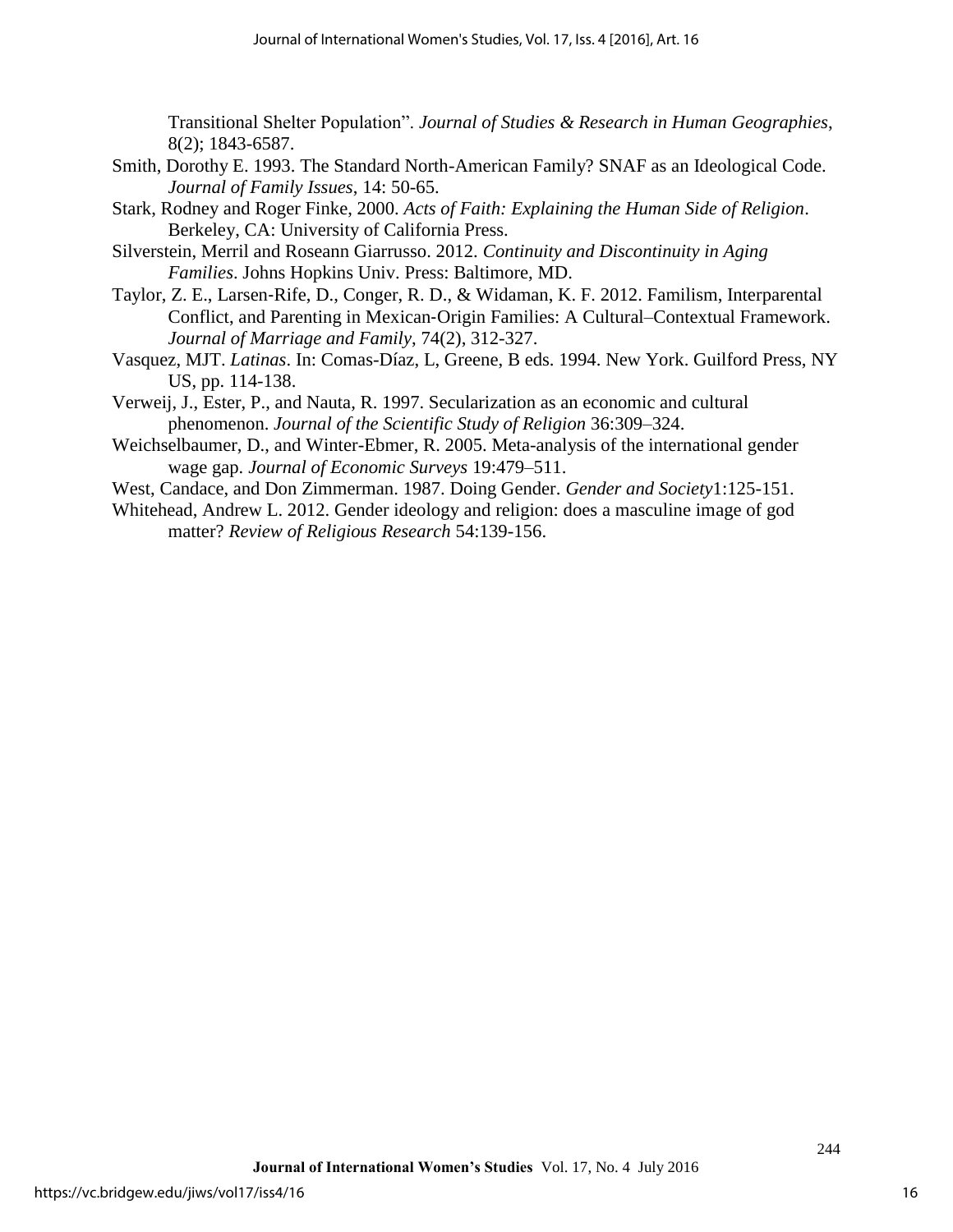Transitional Shelter Population". *Journal of Studies & Research in Human Geographies*, 8(2); 1843-6587.

Smith, Dorothy E. 1993. The Standard North-American Family? SNAF as an Ideological Code. *Journal of Family Issues*, 14: 50-65.

Stark, Rodney and Roger Finke, 2000. *Acts of Faith: Explaining the Human Side of Religion*. Berkeley, CA: University of California Press.

Silverstein, Merril and Roseann Giarrusso. 2012. *Continuity and Discontinuity in Aging Families*. Johns Hopkins Univ. Press: Baltimore, MD.

Taylor, Z. E., Larsen-Rife, D., Conger, R. D., & Widaman, K. F. 2012. Familism, Interparental Conflict, and Parenting in Mexican-Origin Families: A Cultural–Contextual Framework. *Journal of Marriage and Family*, 74(2), 312-327.

Vasquez, MJT. *Latinas*. In: Comas-Díaz, L, Greene, B eds. 1994. New York. Guilford Press, NY US, pp. 114-138.

Verweij, J., Ester, P., and Nauta, R. 1997. Secularization as an economic and cultural phenomenon. *Journal of the Scientific Study of Religion* 36:309–324.

Weichselbaumer, D., and Winter-Ebmer, R. 2005. Meta-analysis of the international gender wage gap. *Journal of Economic Surveys* 19:479–511.

West, Candace, and Don Zimmerman. 1987. Doing Gender. *Gender and Society*1:125-151.

Whitehead, Andrew L. 2012. Gender ideology and religion: does a masculine image of god matter? *Review of Religious Research* 54:139-156.